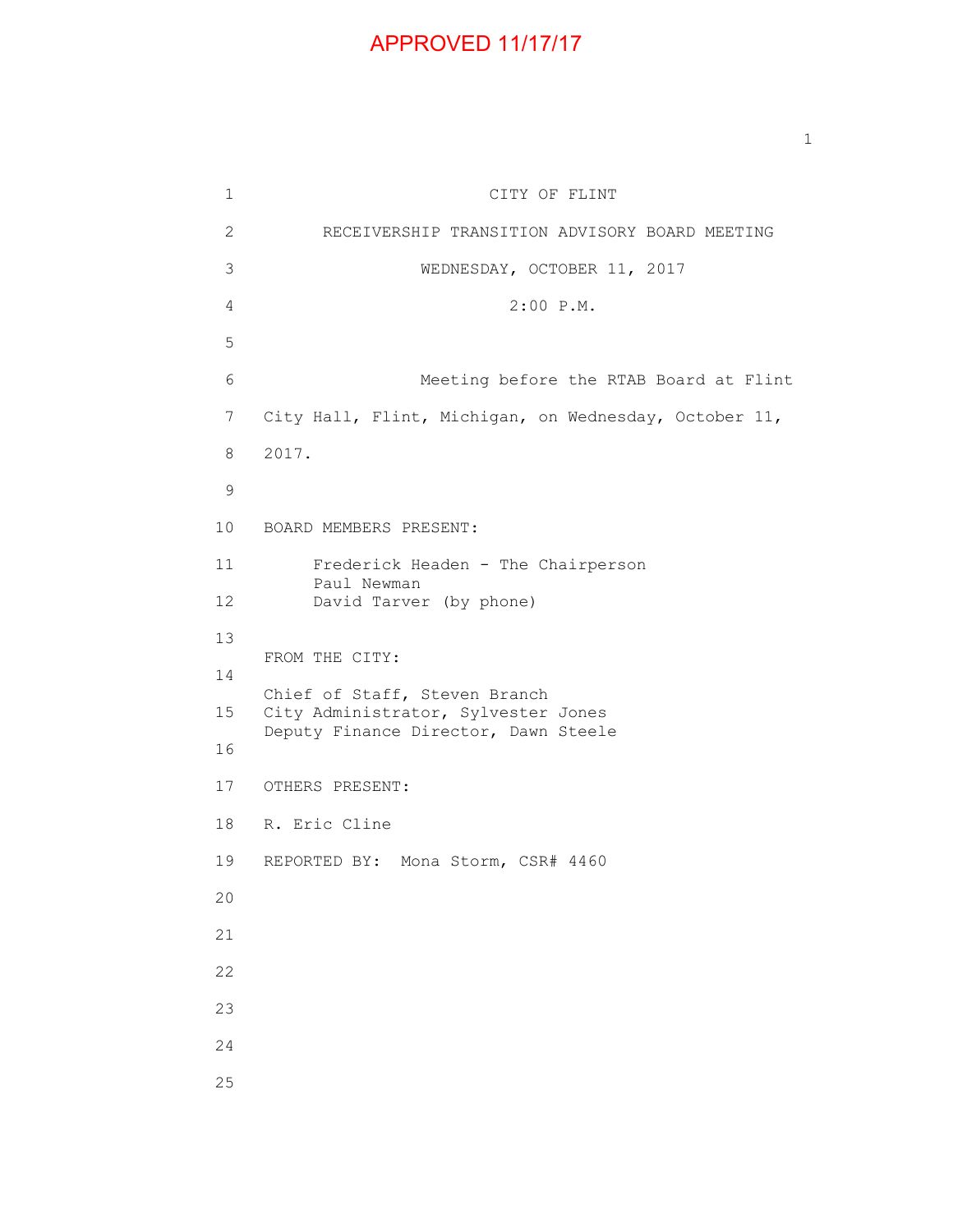APPROVED 11/17/17

CITY OF FLINT

RECEIVERSHIP TRANSITION ADVISORY BOARD MEETING

WEDNESDAY, OCTOBER 11, 2017

2:00 P.M.

Meeting before the RTAB Board at Flint City Hall, Flint, Michigan, on Wednesday, October 11, 2017.

BOARD MEMBERS PRESENT:

Frederick Headen - The Chairperson
Paul Newman
David Tarver (by phone)

FROM THE CITY:

Chief of Staff, Steven Branch
City Administrator, Sylvester Jones
Deputy Finance Director, Dawn Steele

OTHERS PRESENT:

R. Eric Cline

REPORTED BY: Mona Storm, CSR# 4460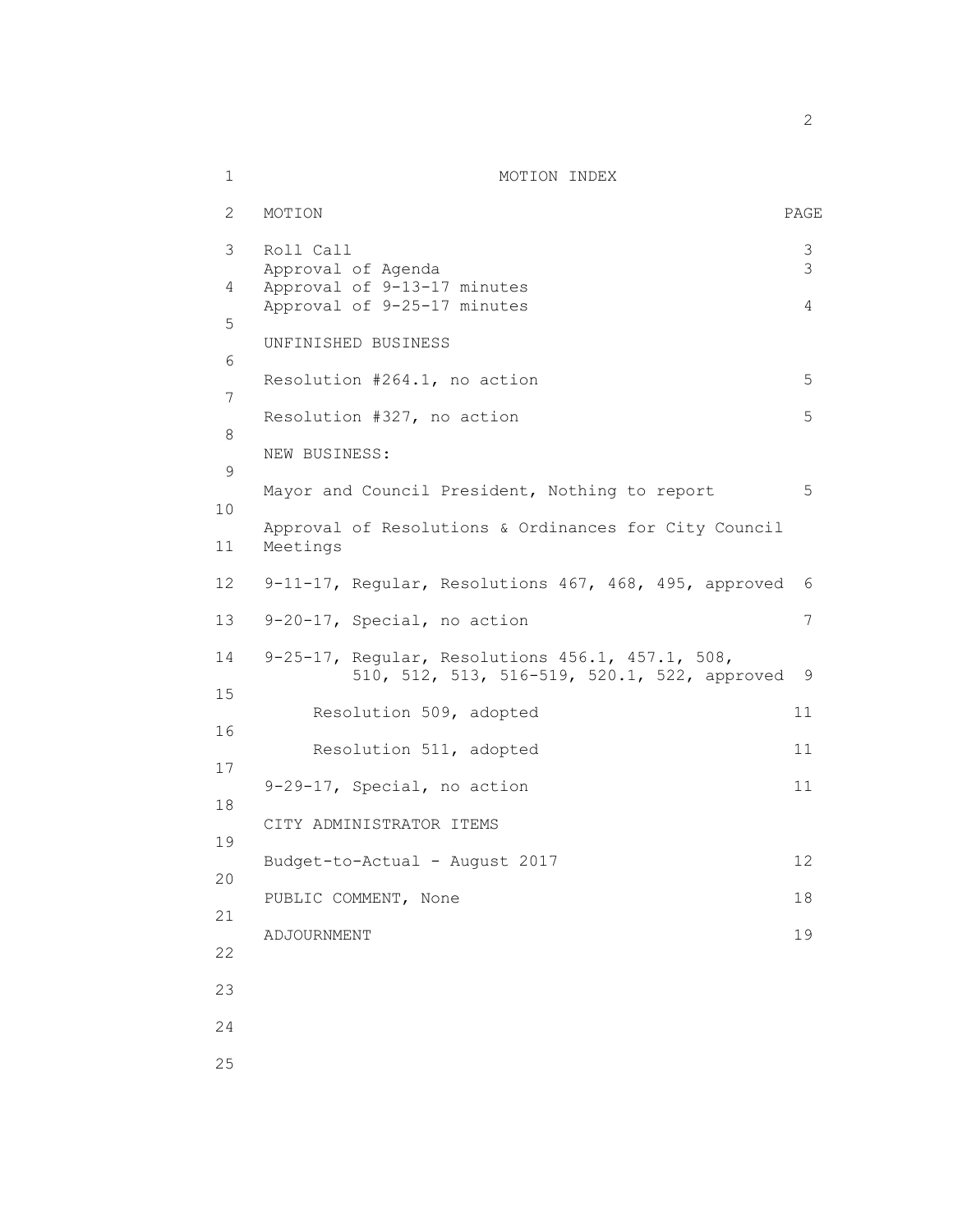# MOTION INDEX

| MOTION | PAGE |
| --- | --- |
| Roll Call | 3 |
| Approval of Agenda | 3 |
| Approval of 9-13-17 minutes | |
| Approval of 9-25-17 minutes | 4 |
| UNFINISHED BUSINESS | |
| Resolution #264.1, no action | 5 |
| Resolution #327, no action | 5 |
| NEW BUSINESS: | |
| Mayor and Council President, Nothing to report | 5 |
| Approval of Resolutions & Ordinances for City Council Meetings | |
| 9-11-17, Regular, Resolutions 467, 468, 495, approved | 6 |
| 9-20-17, Special, no action | 7 |
| 9-25-17, Regular, Resolutions 456.1, 457.1, 508, 510, 512, 513, 516-519, 520.1, 522, approved | 9 |
| Resolution 509, adopted | 11 |
| Resolution 511, adopted | 11 |
| 9-29-17, Special, no action | 11 |
| CITY ADMINISTRATOR ITEMS | |
| Budget-to-Actual - August 2017 | 12 |
| PUBLIC COMMENT, None | 18 |
| ADJOURNMENT | 19 |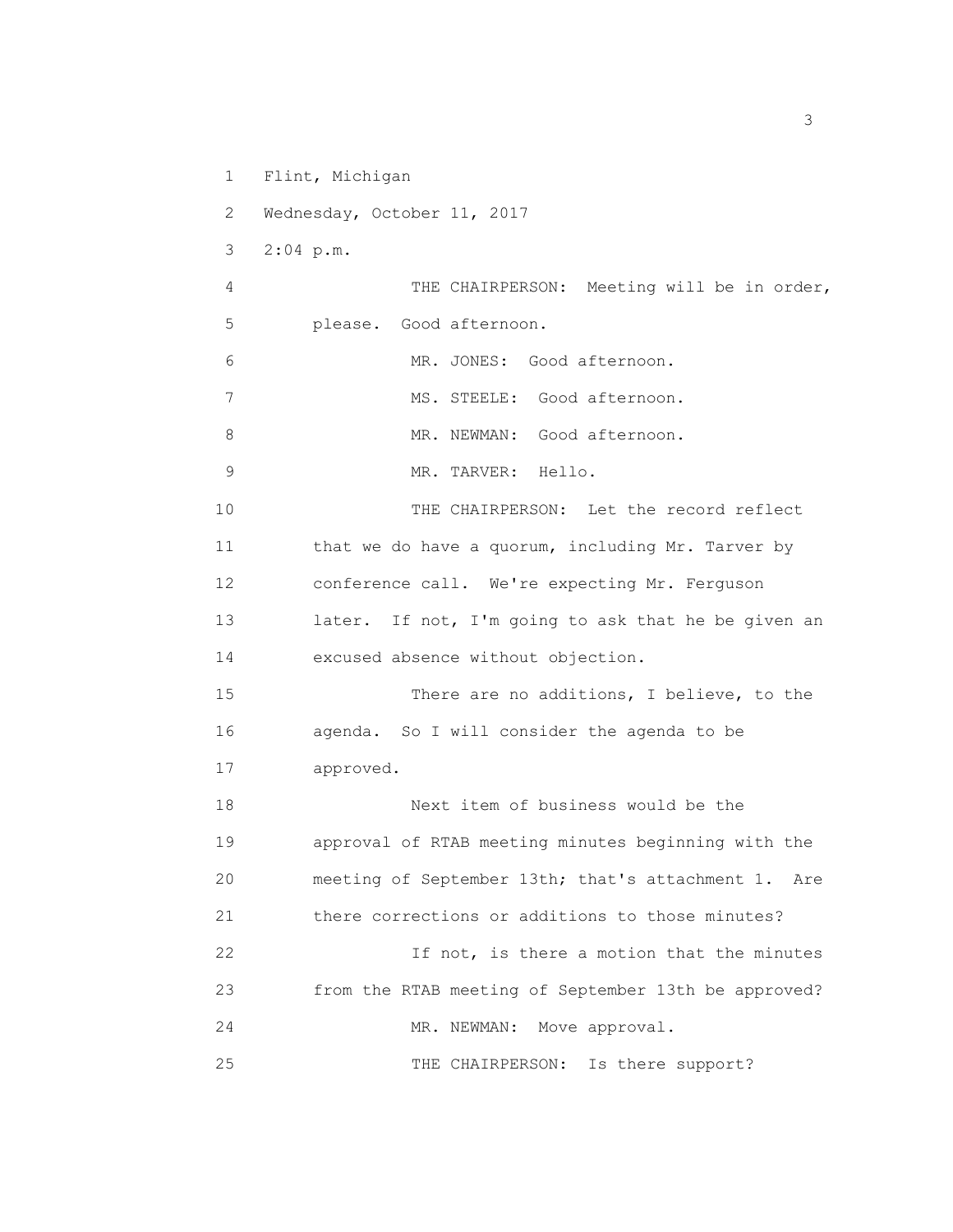Flint, Michigan

Wednesday, October 11, 2017

2:04 p.m.

THE CHAIRPERSON: Meeting will be in order, please. Good afternoon.

MR. JONES: Good afternoon.

MS. STEELE: Good afternoon.

MR. NEWMAN: Good afternoon.

MR. TARVER: Hello.

THE CHAIRPERSON: Let the record reflect that we do have a quorum, including Mr. Tarver by conference call. We're expecting Mr. Ferguson later. If not, I'm going to ask that he be given an excused absence without objection.

There are no additions, I believe, to the agenda. So I will consider the agenda to be approved.

Next item of business would be the approval of RTAB meeting minutes beginning with the meeting of September 13th; that's attachment 1. Are there corrections or additions to those minutes?

If not, is there a motion that the minutes from the RTAB meeting of September 13th be approved?

MR. NEWMAN: Move approval.

THE CHAIRPERSON: Is there support?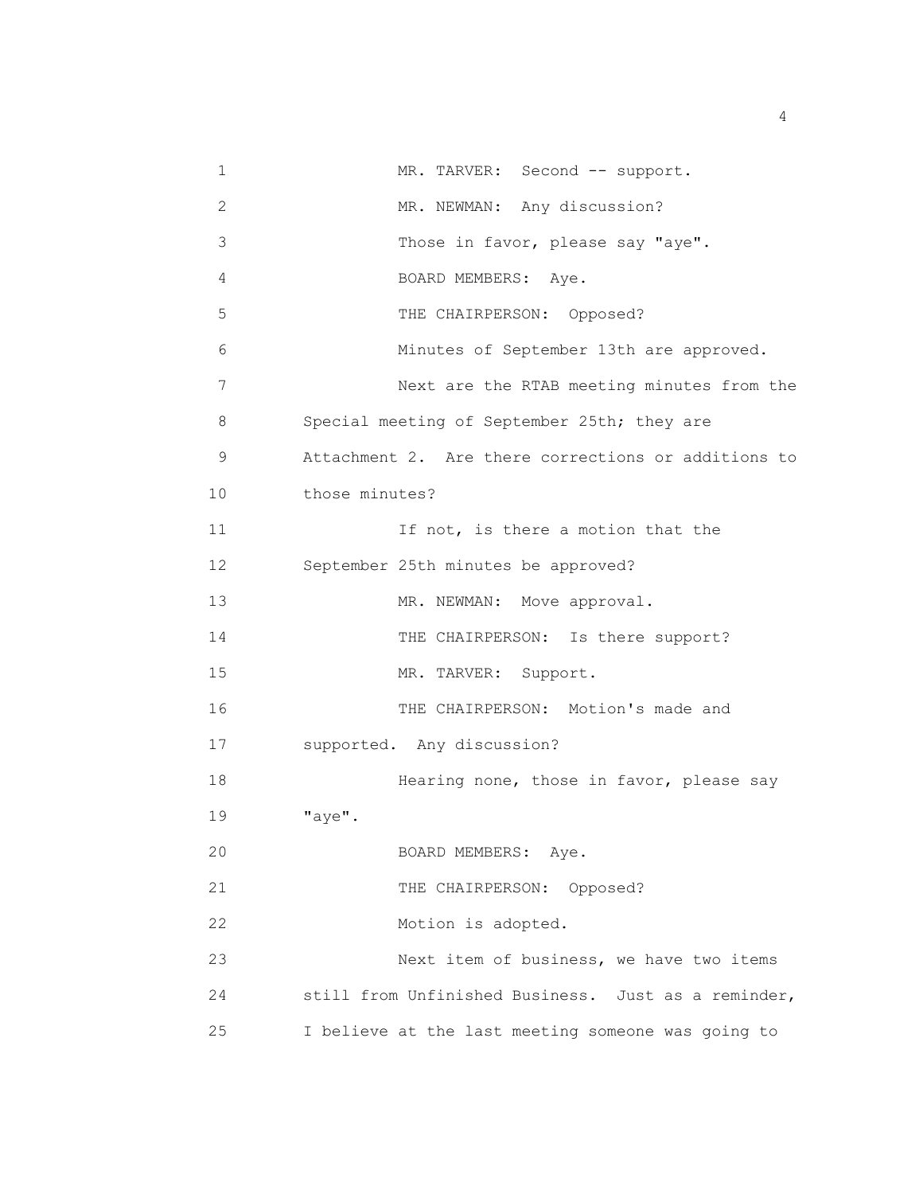MR. TARVER: Second -- support.

MR. NEWMAN: Any discussion?

Those in favor, please say "aye".

BOARD MEMBERS: Aye.

THE CHAIRPERSON: Opposed?

Minutes of September 13th are approved.

Next are the RTAB meeting minutes from the Special meeting of September 25th; they are Attachment 2. Are there corrections or additions to those minutes?

If not, is there a motion that the September 25th minutes be approved?

MR. NEWMAN: Move approval.

THE CHAIRPERSON: Is there support?

MR. TARVER: Support.

THE CHAIRPERSON: Motion's made and supported. Any discussion?

Hearing none, those in favor, please say "aye".

BOARD MEMBERS: Aye.

THE CHAIRPERSON: Opposed?

Motion is adopted.

Next item of business, we have two items still from Unfinished Business. Just as a reminder, I believe at the last meeting someone was going to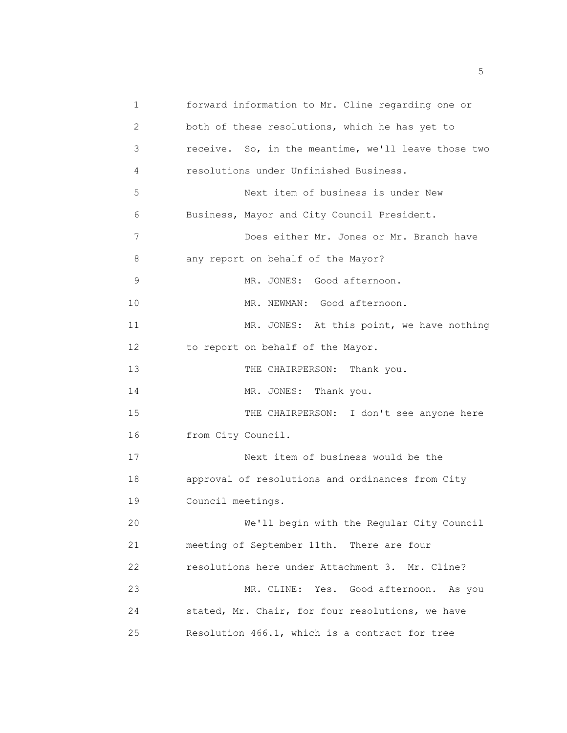forward information to Mr. Cline regarding one or both of these resolutions, which he has yet to receive. So, in the meantime, we'll leave those two resolutions under Unfinished Business.

Next item of business is under New Business, Mayor and City Council President.

Does either Mr. Jones or Mr. Branch have any report on behalf of the Mayor?

MR. JONES: Good afternoon.

MR. NEWMAN: Good afternoon.

MR. JONES: At this point, we have nothing to report on behalf of the Mayor.

THE CHAIRPERSON: Thank you.

MR. JONES: Thank you.

THE CHAIRPERSON: I don't see anyone here from City Council.

Next item of business would be the approval of resolutions and ordinances from City Council meetings.

We'll begin with the Regular City Council meeting of September 11th. There are four resolutions here under Attachment 3. Mr. Cline?

MR. CLINE: Yes. Good afternoon. As you stated, Mr. Chair, for four resolutions, we have Resolution 466.1, which is a contract for tree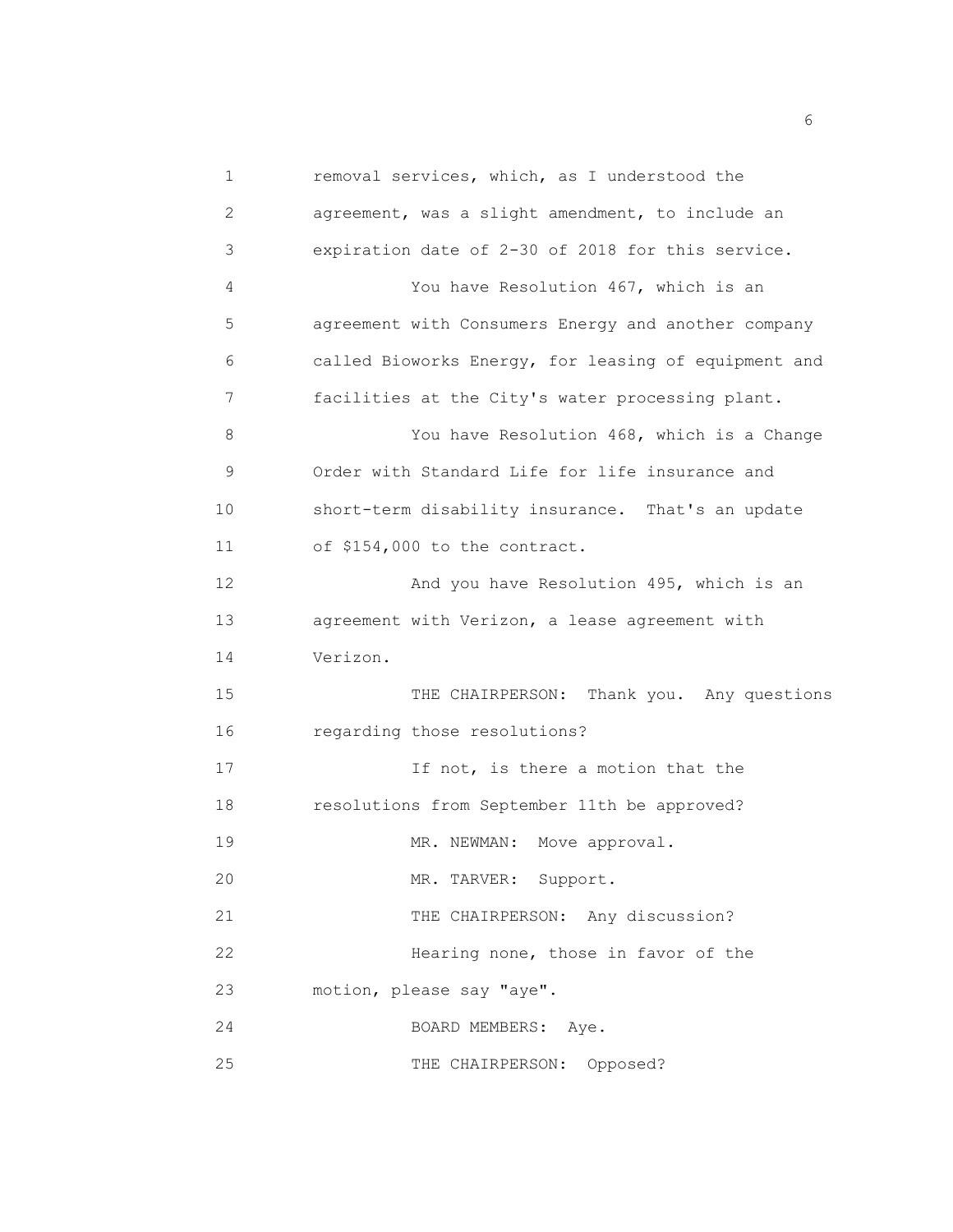removal services, which, as I understood the agreement, was a slight amendment, to include an expiration date of 2-30 of 2018 for this service.

You have Resolution 467, which is an agreement with Consumers Energy and another company called Bioworks Energy, for leasing of equipment and facilities at the City's water processing plant.

You have Resolution 468, which is a Change Order with Standard Life for life insurance and short-term disability insurance. That's an update of $154,000 to the contract.

And you have Resolution 495, which is an agreement with Verizon, a lease agreement with Verizon.

THE CHAIRPERSON: Thank you. Any questions regarding those resolutions?

If not, is there a motion that the resolutions from September 11th be approved?

MR. NEWMAN: Move approval.

MR. TARVER: Support.

THE CHAIRPERSON: Any discussion?

Hearing none, those in favor of the motion, please say "aye".

BOARD MEMBERS: Aye.

THE CHAIRPERSON: Opposed?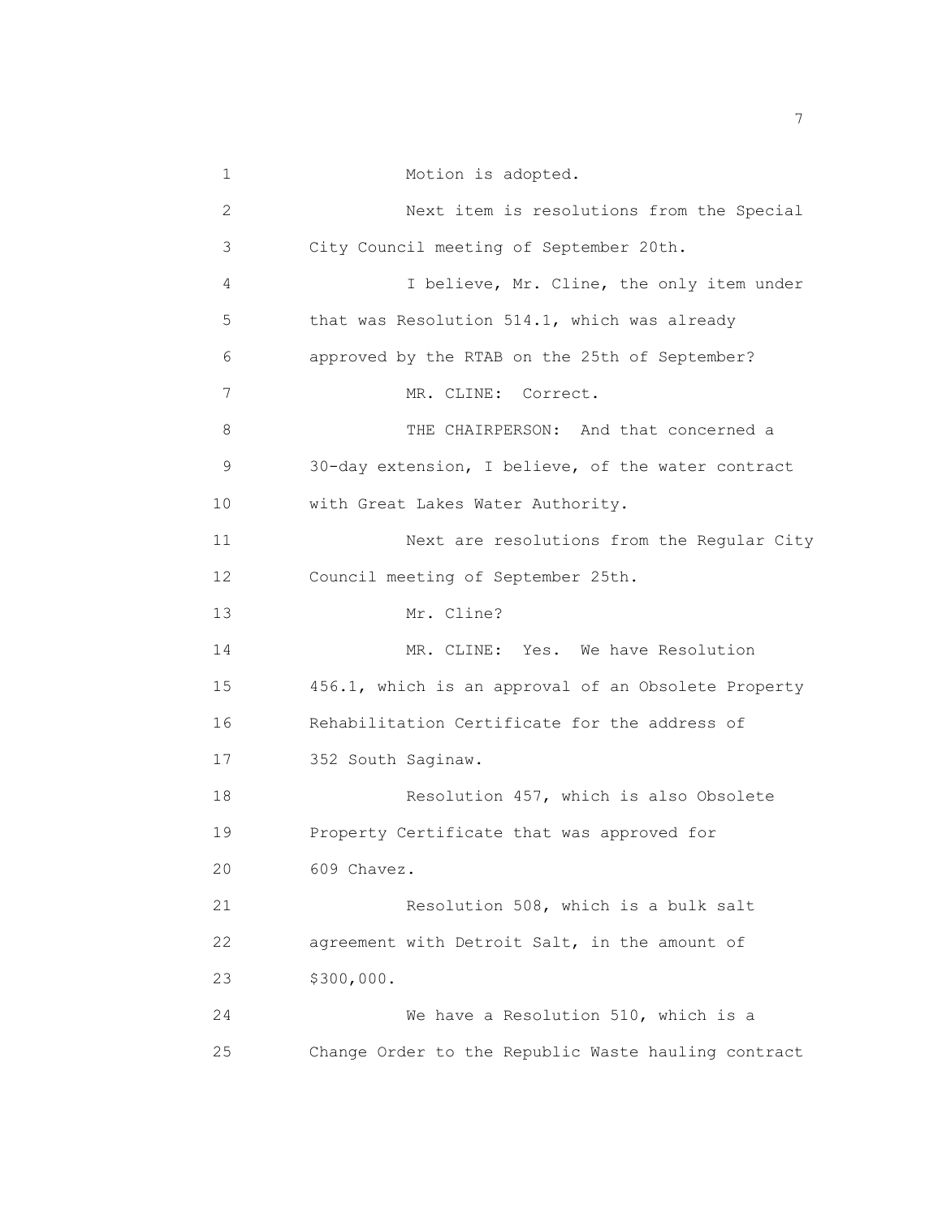Motion is adopted.

Next item is resolutions from the Special City Council meeting of September 20th.

I believe, Mr. Cline, the only item under that was Resolution 514.1, which was already approved by the RTAB on the 25th of September?

MR. CLINE: Correct.

THE CHAIRPERSON: And that concerned a 30-day extension, I believe, of the water contract with Great Lakes Water Authority.

Next are resolutions from the Regular City Council meeting of September 25th.

Mr. Cline?

MR. CLINE: Yes. We have Resolution 456.1, which is an approval of an Obsolete Property Rehabilitation Certificate for the address of 352 South Saginaw.

Resolution 457, which is also Obsolete Property Certificate that was approved for 609 Chavez.

Resolution 508, which is a bulk salt agreement with Detroit Salt, in the amount of $300,000.

We have a Resolution 510, which is a Change Order to the Republic Waste hauling contract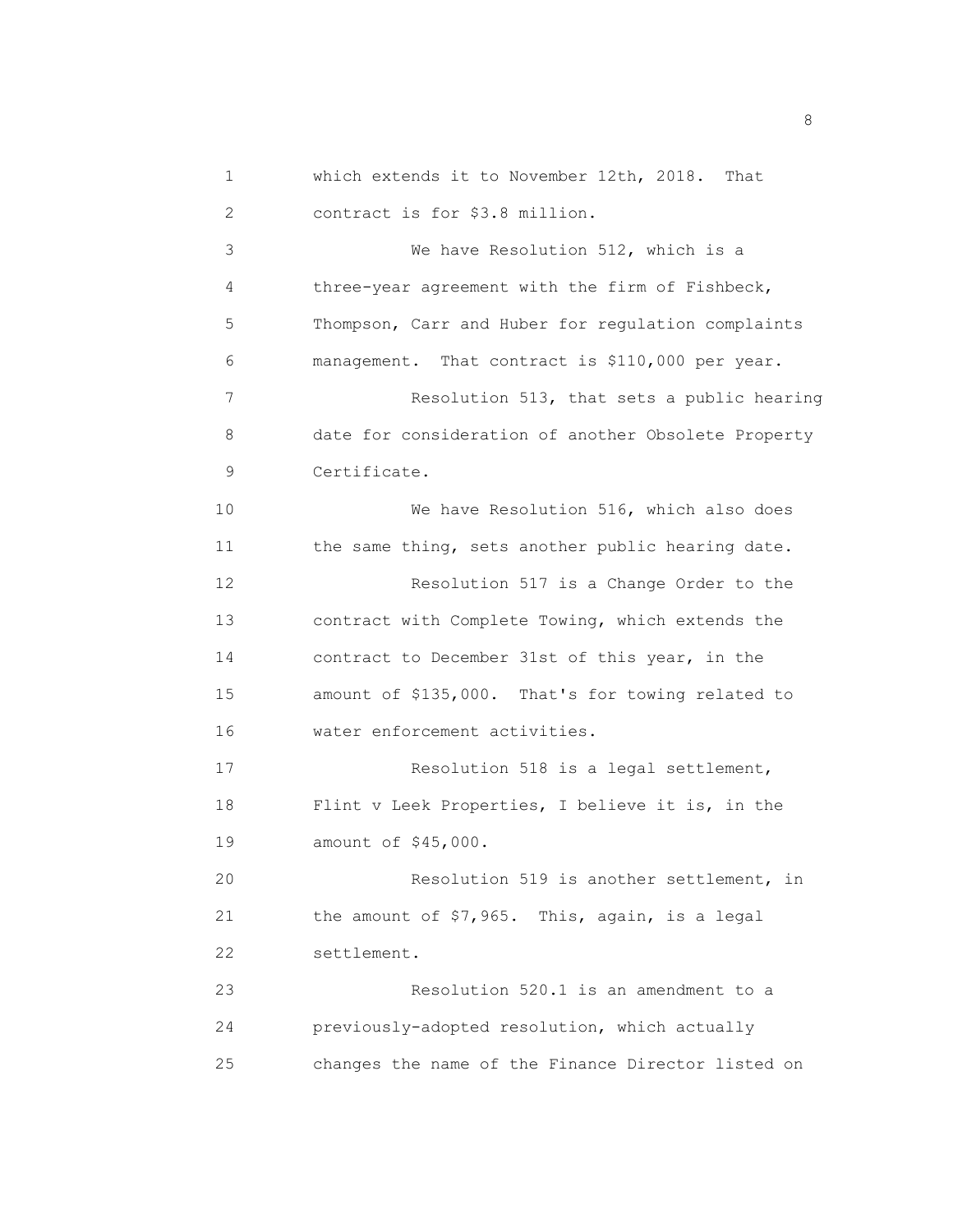which extends it to November 12th, 2018. That contract is for $3.8 million.

We have Resolution 512, which is a three-year agreement with the firm of Fishbeck, Thompson, Carr and Huber for regulation complaints management. That contract is $110,000 per year.

Resolution 513, that sets a public hearing date for consideration of another Obsolete Property Certificate.

We have Resolution 516, which also does the same thing, sets another public hearing date.

Resolution 517 is a Change Order to the contract with Complete Towing, which extends the contract to December 31st of this year, in the amount of $135,000. That's for towing related to water enforcement activities.

Resolution 518 is a legal settlement, Flint v Leek Properties, I believe it is, in the amount of $45,000.

Resolution 519 is another settlement, in the amount of $7,965. This, again, is a legal settlement.

Resolution 520.1 is an amendment to a previously-adopted resolution, which actually changes the name of the Finance Director listed on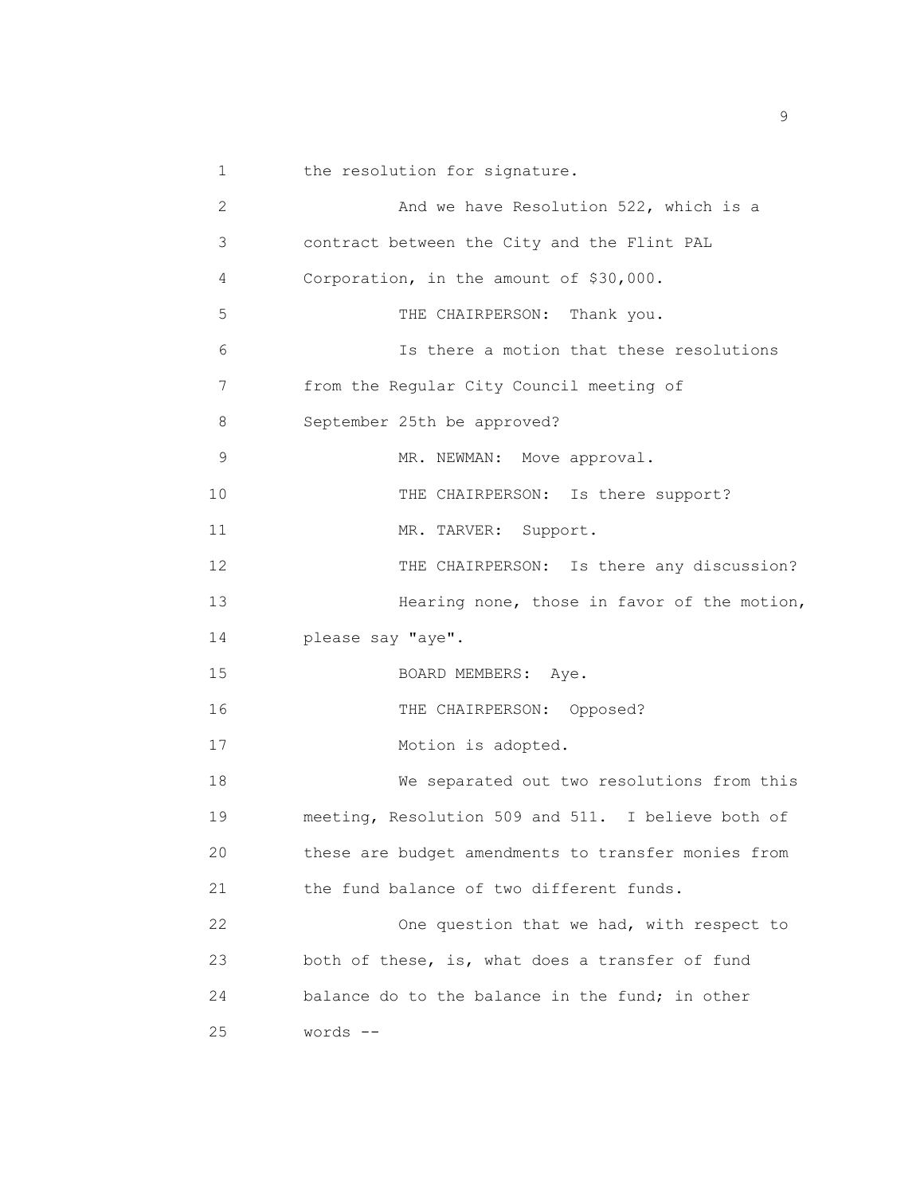the resolution for signature.

And we have Resolution 522, which is a contract between the City and the Flint PAL Corporation, in the amount of $30,000.

THE CHAIRPERSON: Thank you.

Is there a motion that these resolutions from the Regular City Council meeting of September 25th be approved?

MR. NEWMAN: Move approval.

THE CHAIRPERSON: Is there support?

MR. TARVER: Support.

THE CHAIRPERSON: Is there any discussion?

Hearing none, those in favor of the motion, please say "aye".

BOARD MEMBERS: Aye.

THE CHAIRPERSON: Opposed?

Motion is adopted.

We separated out two resolutions from this meeting, Resolution 509 and 511. I believe both of these are budget amendments to transfer monies from the fund balance of two different funds.

One question that we had, with respect to both of these, is, what does a transfer of fund balance do to the balance in the fund; in other words --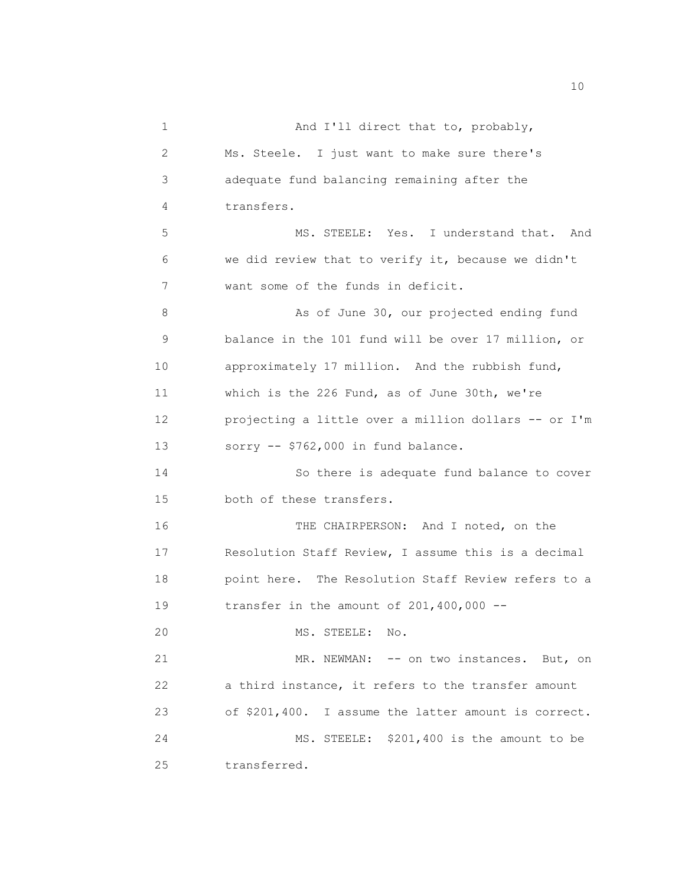And I'll direct that to, probably, Ms. Steele. I just want to make sure there's adequate fund balancing remaining after the transfers.

MS. STEELE: Yes. I understand that. And we did review that to verify it, because we didn't want some of the funds in deficit.

As of June 30, our projected ending fund balance in the 101 fund will be over 17 million, or approximately 17 million. And the rubbish fund, which is the 226 Fund, as of June 30th, we're projecting a little over a million dollars -- or I'm sorry -- $762,000 in fund balance.

So there is adequate fund balance to cover both of these transfers.

THE CHAIRPERSON: And I noted, on the Resolution Staff Review, I assume this is a decimal point here. The Resolution Staff Review refers to a transfer in the amount of 201,400,000 --

MS. STEELE: No.

MR. NEWMAN: -- on two instances. But, on a third instance, it refers to the transfer amount of $201,400. I assume the latter amount is correct.

MS. STEELE: $201,400 is the amount to be transferred.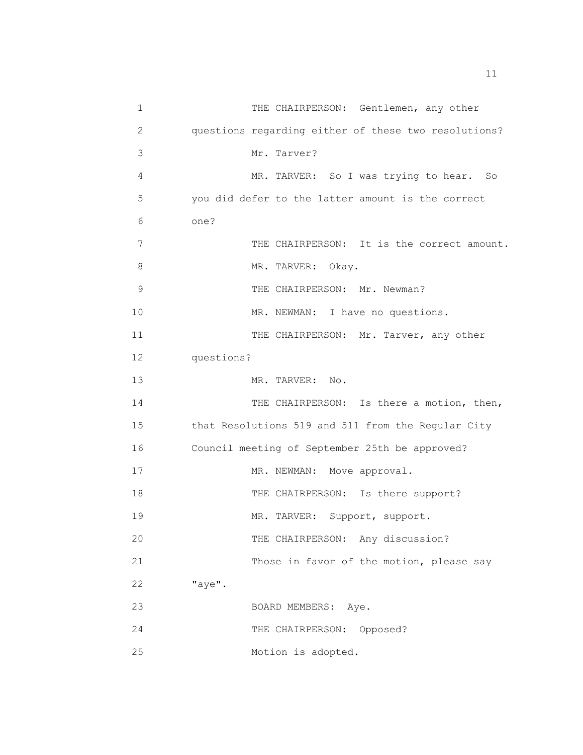THE CHAIRPERSON: Gentlemen, any other questions regarding either of these two resolutions?

Mr. Tarver?

MR. TARVER: So I was trying to hear. So you did defer to the latter amount is the correct one?

THE CHAIRPERSON: It is the correct amount.

MR. TARVER: Okay.

THE CHAIRPERSON: Mr. Newman?

MR. NEWMAN: I have no questions.

THE CHAIRPERSON: Mr. Tarver, any other questions?

MR. TARVER: No.

THE CHAIRPERSON: Is there a motion, then, that Resolutions 519 and 511 from the Regular City Council meeting of September 25th be approved?

MR. NEWMAN: Move approval.

THE CHAIRPERSON: Is there support?

MR. TARVER: Support, support.

THE CHAIRPERSON: Any discussion?

Those in favor of the motion, please say "aye".

BOARD MEMBERS: Aye.

THE CHAIRPERSON: Opposed?

Motion is adopted.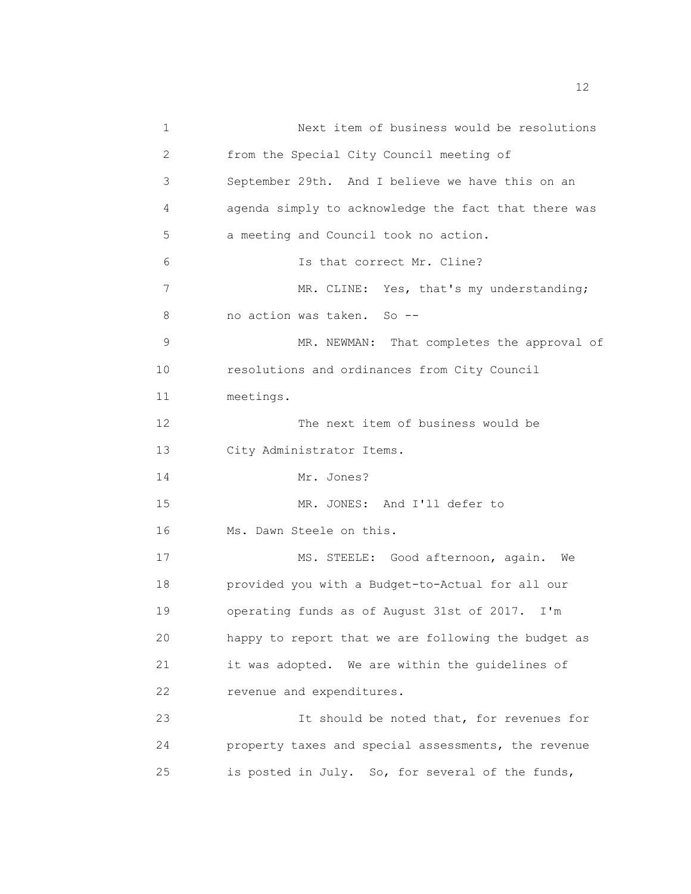Next item of business would be resolutions from the Special City Council meeting of September 29th. And I believe we have this on an agenda simply to acknowledge the fact that there was a meeting and Council took no action.

Is that correct Mr. Cline?

MR. CLINE: Yes, that's my understanding; no action was taken. So --

MR. NEWMAN: That completes the approval of resolutions and ordinances from City Council meetings.

The next item of business would be City Administrator Items.

Mr. Jones?

MR. JONES: And I'll defer to Ms. Dawn Steele on this.

MS. STEELE: Good afternoon, again. We provided you with a Budget-to-Actual for all our operating funds as of August 31st of 2017. I'm happy to report that we are following the budget as it was adopted. We are within the guidelines of revenue and expenditures.

It should be noted that, for revenues for property taxes and special assessments, the revenue is posted in July. So, for several of the funds,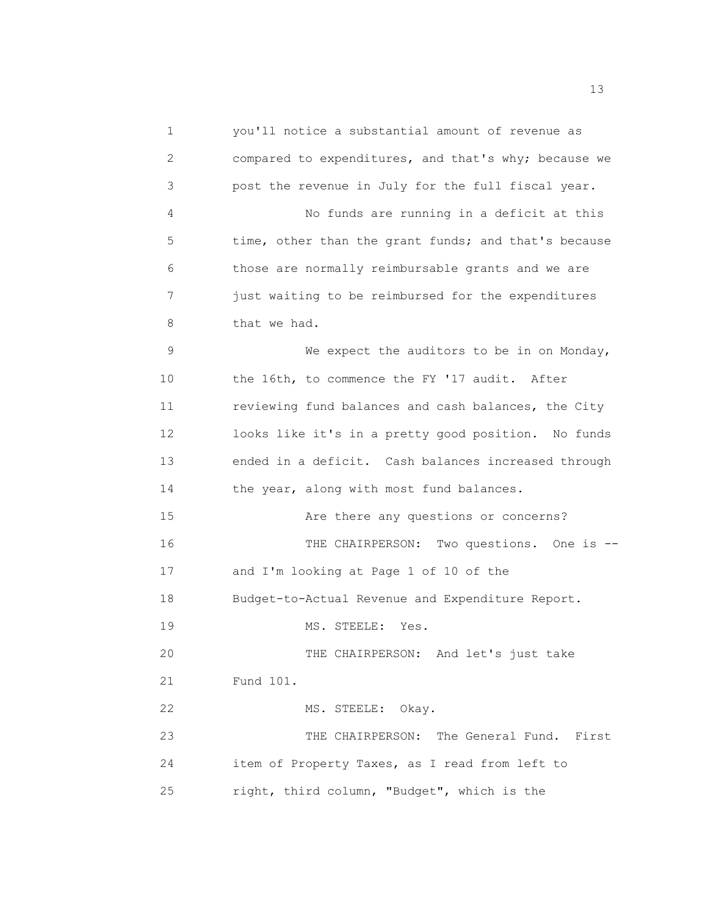you'll notice a substantial amount of revenue as compared to expenditures, and that's why; because we post the revenue in July for the full fiscal year.

No funds are running in a deficit at this time, other than the grant funds; and that's because those are normally reimbursable grants and we are just waiting to be reimbursed for the expenditures that we had.

We expect the auditors to be in on Monday, the 16th, to commence the FY '17 audit. After reviewing fund balances and cash balances, the City looks like it's in a pretty good position. No funds ended in a deficit. Cash balances increased through the year, along with most fund balances.

Are there any questions or concerns?

THE CHAIRPERSON: Two questions. One is -- and I'm looking at Page 1 of 10 of the Budget-to-Actual Revenue and Expenditure Report.

MS. STEELE: Yes.

THE CHAIRPERSON: And let's just take Fund 101.

MS. STEELE: Okay.

THE CHAIRPERSON: The General Fund. First item of Property Taxes, as I read from left to right, third column, "Budget", which is the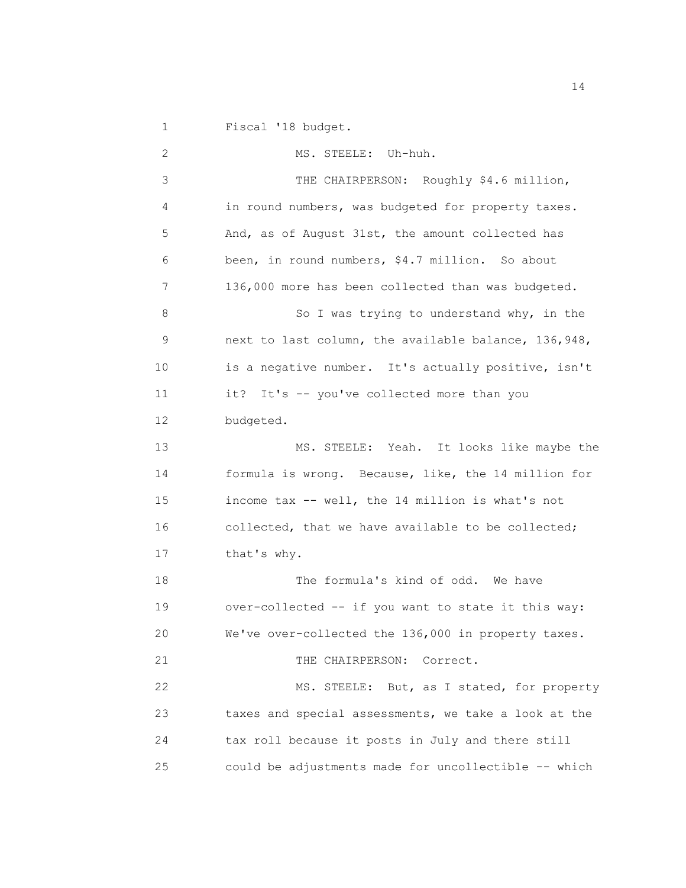Fiscal '18 budget.

MS. STEELE: Uh-huh.

THE CHAIRPERSON: Roughly $4.6 million, in round numbers, was budgeted for property taxes. And, as of August 31st, the amount collected has been, in round numbers, $4.7 million. So about 136,000 more has been collected than was budgeted.

So I was trying to understand why, in the next to last column, the available balance, 136,948, is a negative number. It's actually positive, isn't it? It's -- you've collected more than you budgeted.

MS. STEELE: Yeah. It looks like maybe the formula is wrong. Because, like, the 14 million for income tax -- well, the 14 million is what's not collected, that we have available to be collected; that's why.

The formula's kind of odd. We have over-collected -- if you want to state it this way: We've over-collected the 136,000 in property taxes.

THE CHAIRPERSON: Correct.

MS. STEELE: But, as I stated, for property taxes and special assessments, we take a look at the tax roll because it posts in July and there still could be adjustments made for uncollectible -- which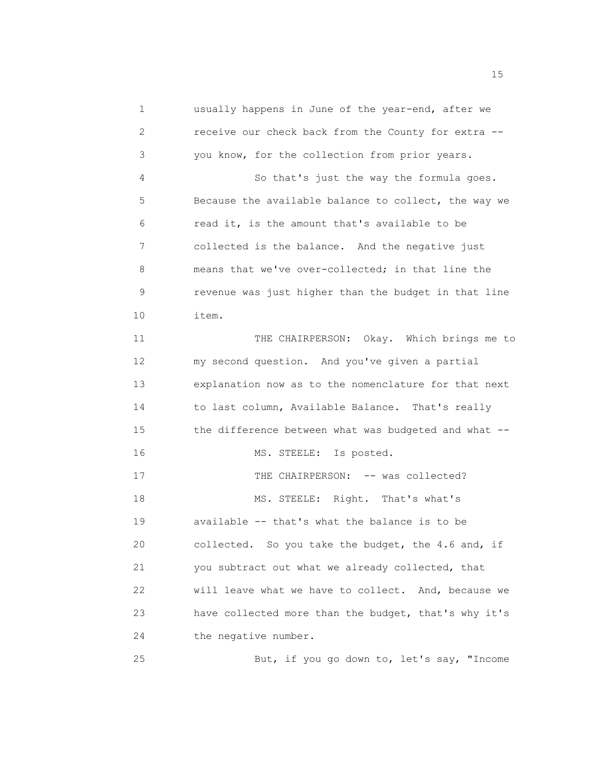usually happens in June of the year-end, after we receive our check back from the County for extra -- you know, for the collection from prior years.

So that's just the way the formula goes. Because the available balance to collect, the way we read it, is the amount that's available to be collected is the balance. And the negative just means that we've over-collected; in that line the revenue was just higher than the budget in that line item.

THE CHAIRPERSON: Okay. Which brings me to my second question. And you've given a partial explanation now as to the nomenclature for that next to last column, Available Balance. That's really the difference between what was budgeted and what --

MS. STEELE: Is posted.

THE CHAIRPERSON: -- was collected?

MS. STEELE: Right. That's what's available -- that's what the balance is to be collected. So you take the budget, the 4.6 and, if you subtract out what we already collected, that will leave what we have to collect. And, because we have collected more than the budget, that's why it's the negative number.

But, if you go down to, let's say, "Income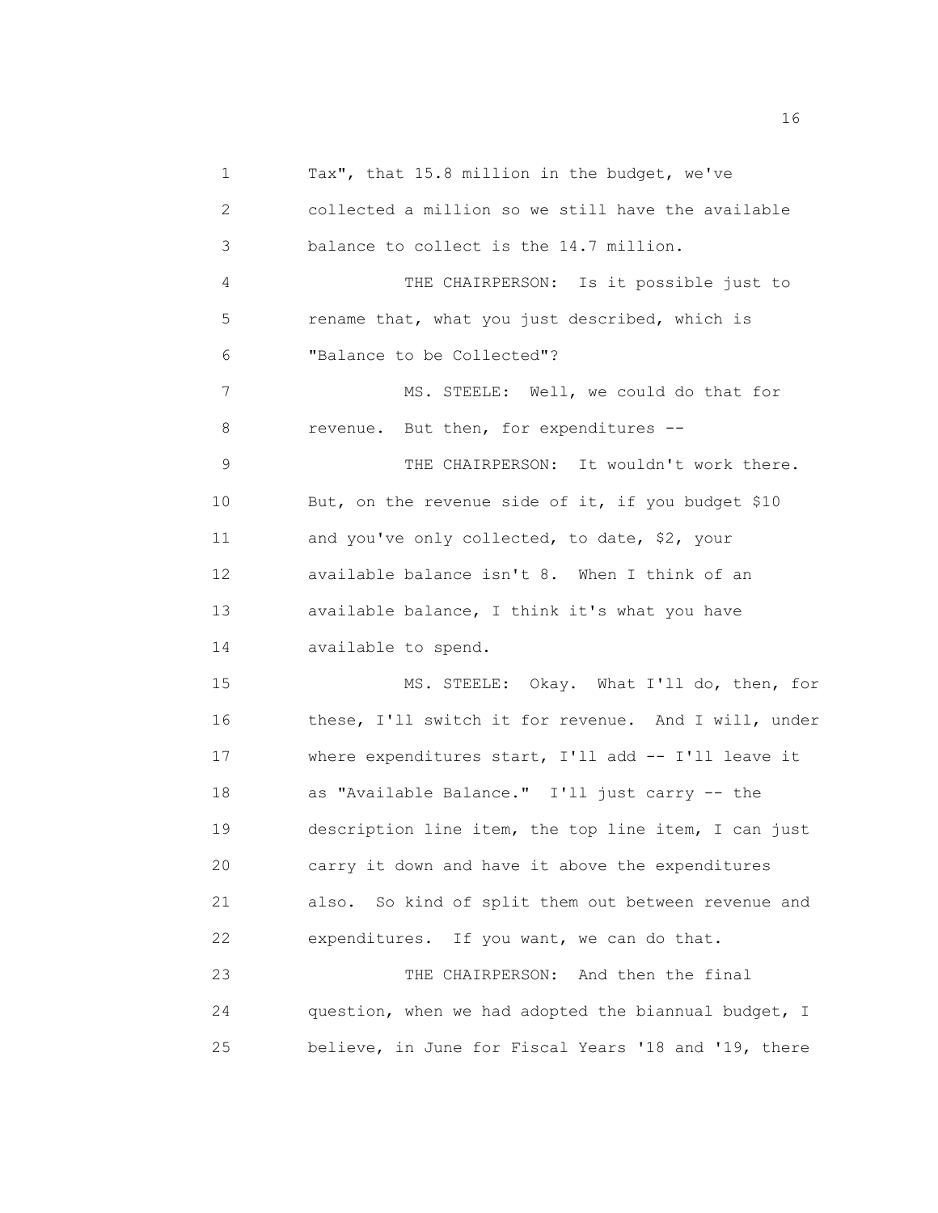Tax", that 15.8 million in the budget, we've collected a million so we still have the available balance to collect is the 14.7 million.

THE CHAIRPERSON: Is it possible just to rename that, what you just described, which is "Balance to be Collected"?

MS. STEELE: Well, we could do that for revenue. But then, for expenditures --

THE CHAIRPERSON: It wouldn't work there. But, on the revenue side of it, if you budget $10 and you've only collected, to date, $2, your available balance isn't 8. When I think of an available balance, I think it's what you have available to spend.

MS. STEELE: Okay. What I'll do, then, for these, I'll switch it for revenue. And I will, under where expenditures start, I'll add -- I'll leave it as "Available Balance." I'll just carry -- the description line item, the top line item, I can just carry it down and have it above the expenditures also. So kind of split them out between revenue and expenditures. If you want, we can do that.

THE CHAIRPERSON: And then the final question, when we had adopted the biannual budget, I believe, in June for Fiscal Years '18 and '19, there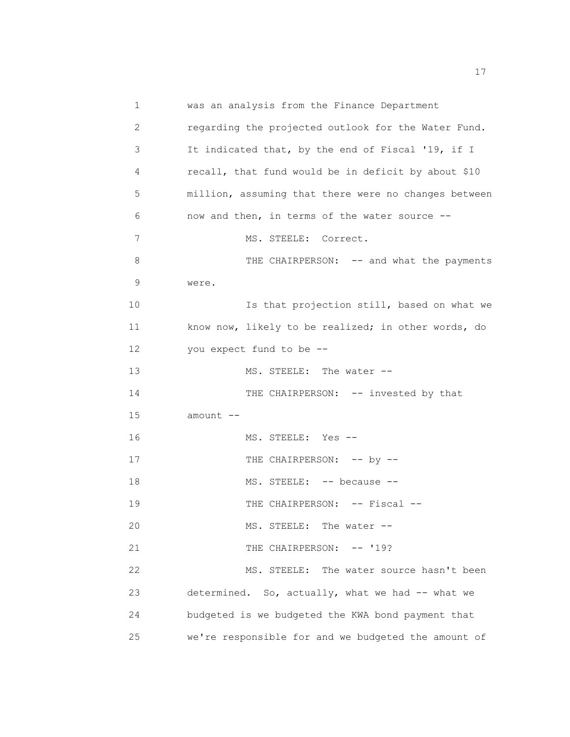was an analysis from the Finance Department regarding the projected outlook for the Water Fund. It indicated that, by the end of Fiscal '19, if I recall, that fund would be in deficit by about $10 million, assuming that there were no changes between now and then, in terms of the water source --

MS. STEELE: Correct.

THE CHAIRPERSON: -- and what the payments were.

Is that projection still, based on what we know now, likely to be realized; in other words, do you expect fund to be --

MS. STEELE: The water --

THE CHAIRPERSON: -- invested by that amount --

MS. STEELE: Yes --

THE CHAIRPERSON: -- by --

MS. STEELE: -- because --

THE CHAIRPERSON: -- Fiscal --

MS. STEELE: The water --

THE CHAIRPERSON: -- '19?

MS. STEELE: The water source hasn't been determined. So, actually, what we had -- what we budgeted is we budgeted the KWA bond payment that we're responsible for and we budgeted the amount of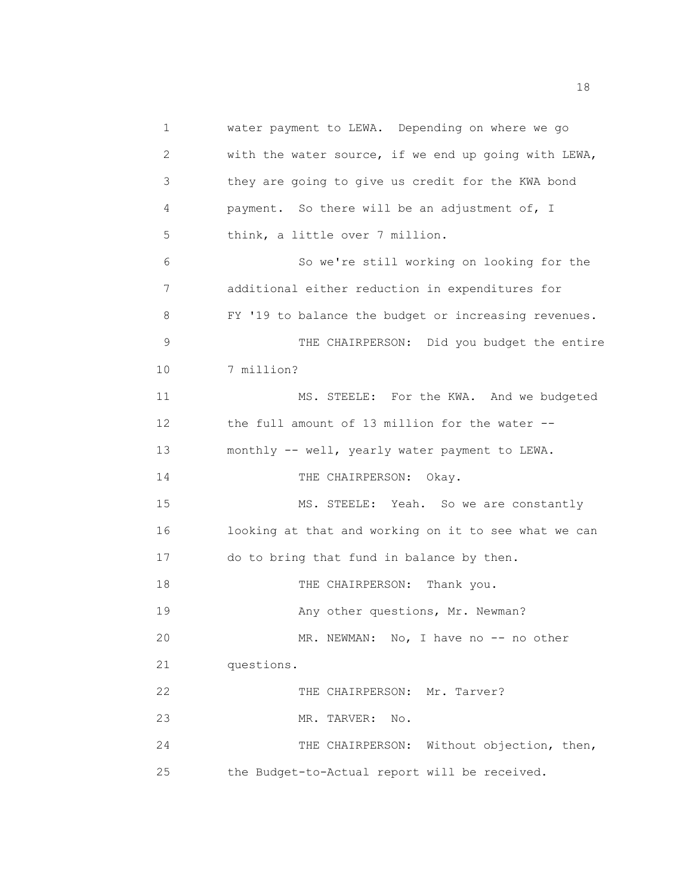water payment to LEWA. Depending on where we go with the water source, if we end up going with LEWA, they are going to give us credit for the KWA bond payment. So there will be an adjustment of, I think, a little over 7 million.

So we're still working on looking for the additional either reduction in expenditures for FY '19 to balance the budget or increasing revenues.

THE CHAIRPERSON: Did you budget the entire 7 million?

MS. STEELE: For the KWA. And we budgeted the full amount of 13 million for the water -- monthly -- well, yearly water payment to LEWA.

THE CHAIRPERSON: Okay.

MS. STEELE: Yeah. So we are constantly looking at that and working on it to see what we can do to bring that fund in balance by then.

THE CHAIRPERSON: Thank you.

Any other questions, Mr. Newman?

MR. NEWMAN: No, I have no -- no other questions.

THE CHAIRPERSON: Mr. Tarver?

MR. TARVER: No.

THE CHAIRPERSON: Without objection, then, the Budget-to-Actual report will be received.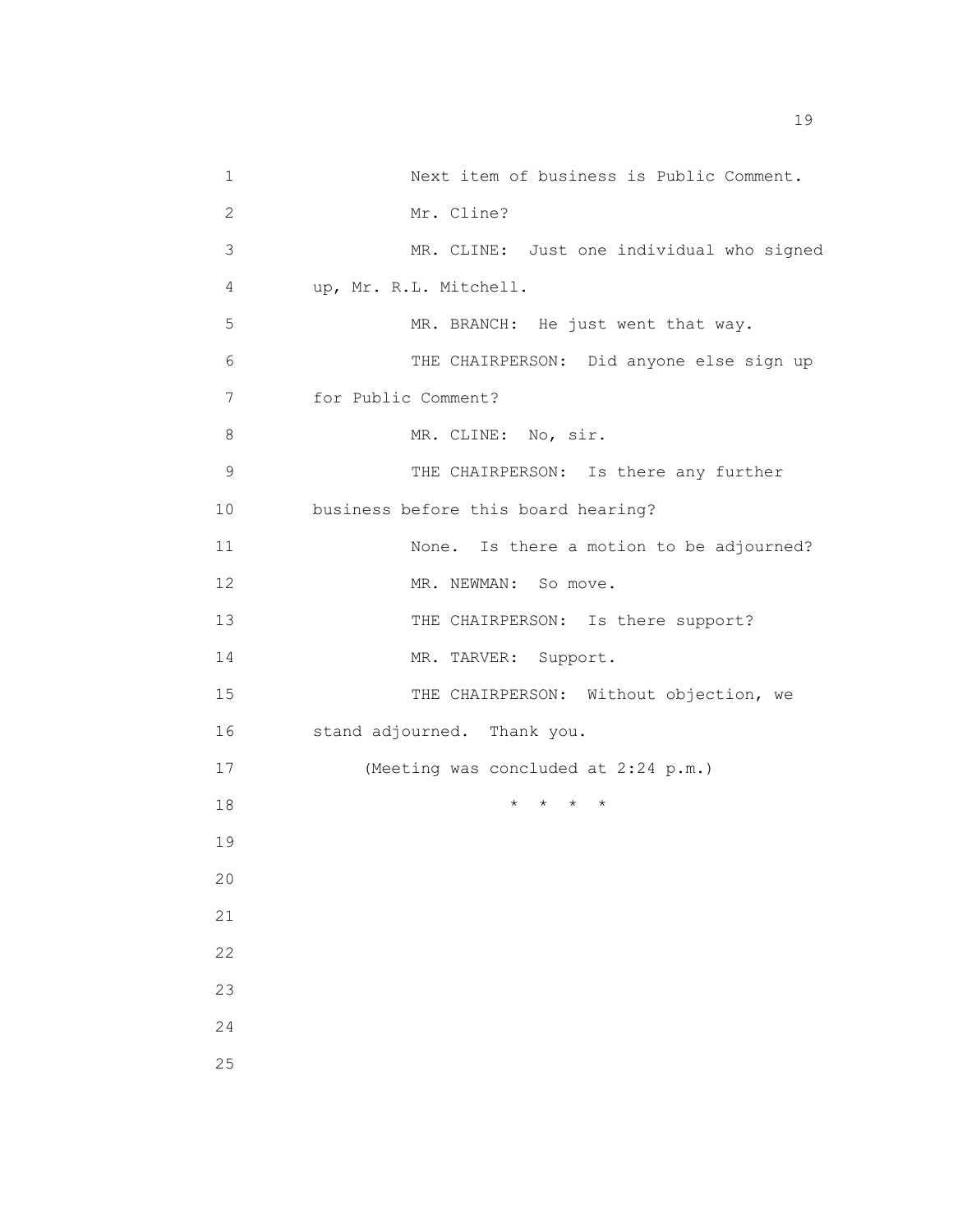Next item of business is Public Comment.

Mr. Cline?

MR. CLINE: Just one individual who signed up, Mr. R.L. Mitchell.

MR. BRANCH: He just went that way.

THE CHAIRPERSON: Did anyone else sign up for Public Comment?

MR. CLINE: No, sir.

THE CHAIRPERSON: Is there any further business before this board hearing?

None. Is there a motion to be adjourned?

MR. NEWMAN: So move.

THE CHAIRPERSON: Is there support?

MR. TARVER: Support.

THE CHAIRPERSON: Without objection, we stand adjourned. Thank you.

(Meeting was concluded at 2:24 p.m.)

* * * *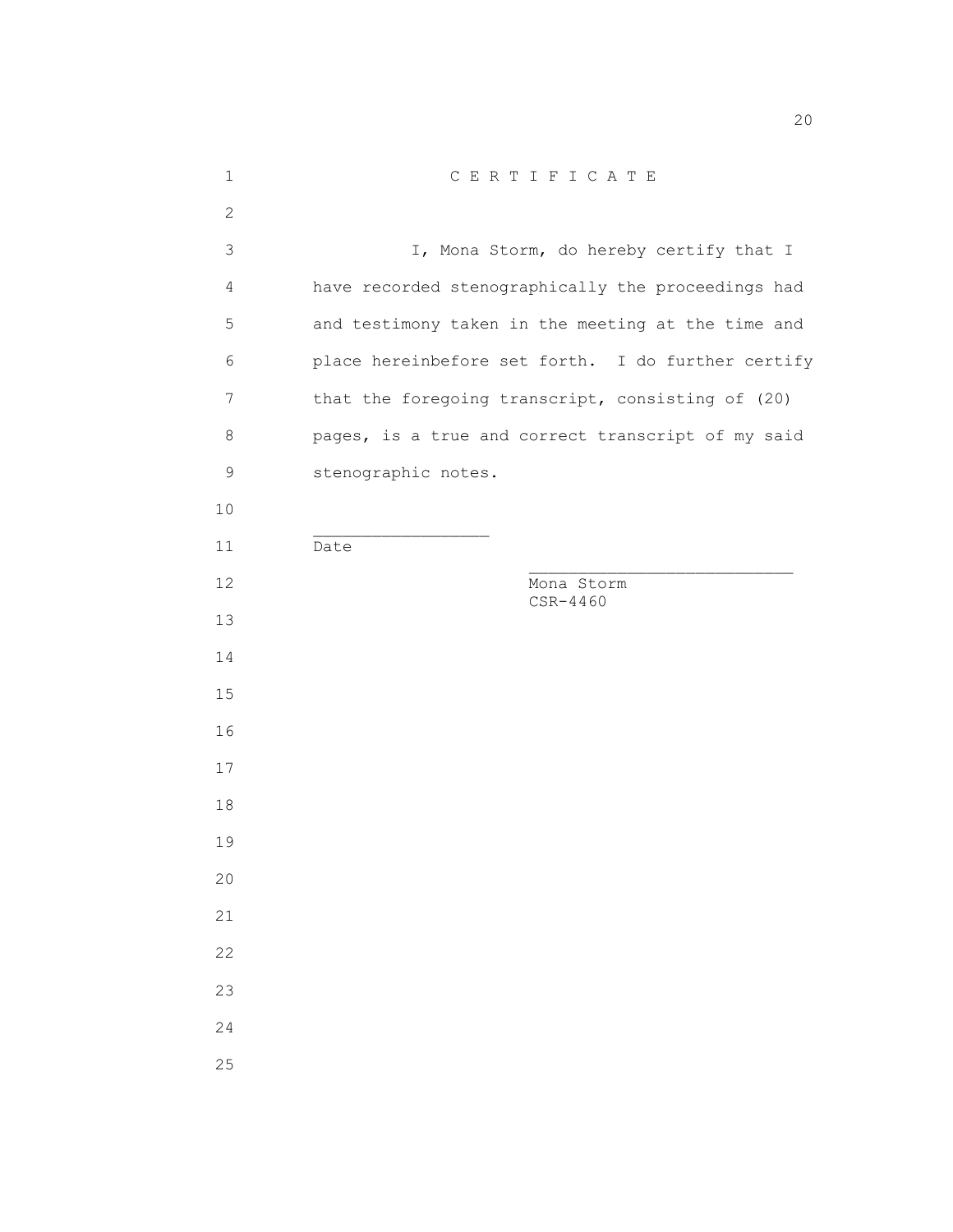# C E R T I F I C A T E

I, Mona Storm, do hereby certify that I have recorded stenographically the proceedings had and testimony taken in the meeting at the time and place hereinbefore set forth. I do further certify that the foregoing transcript, consisting of (20) pages, is a true and correct transcript of my said stenographic notes.

\_\_\_\_\_\_\_\_\_\_\_\_\_\_\_\_\_\_
Date

\_\_\_\_\_\_\_\_\_\_\_\_\_\_\_\_\_\_\_\_\_\_\_\_\_\_\_
Mona Storm
CSR-4460